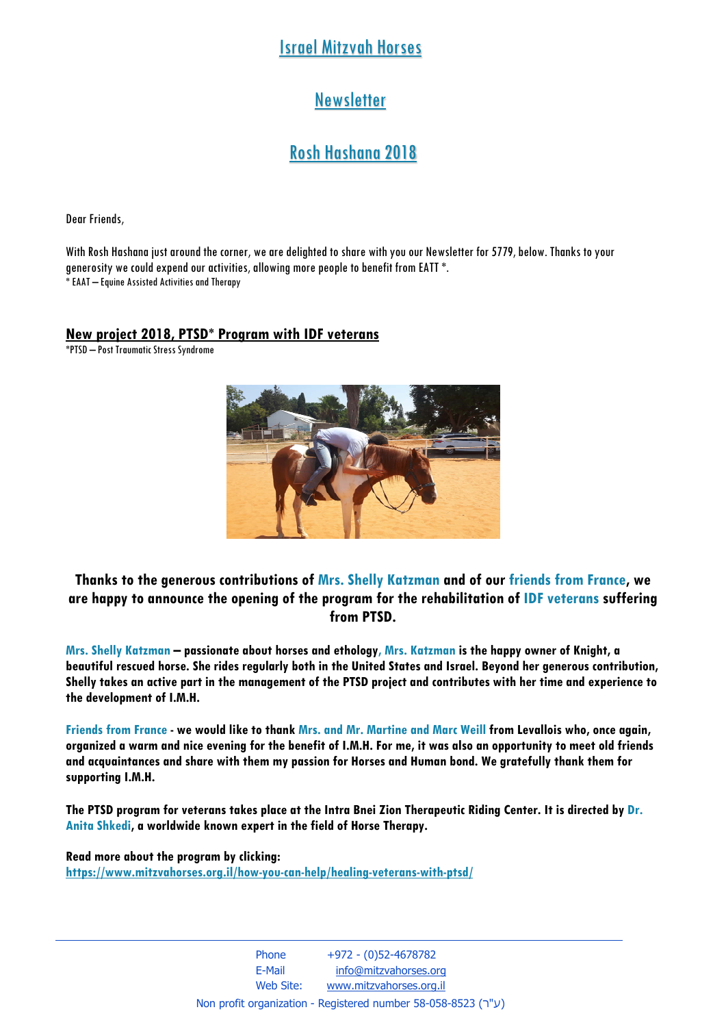# Israel Mitzvah Horses

# Newsletter

# Rosh Hashana 2018

Dear Friends,

With Rosh Hashana just around the corner, we are delighted to share with you our Newsletter for 5779, below. Thanks to your generosity we could expend our activities, allowing more people to benefit from EATT *.
* EAAT – Equine Assisted Activities and Therapy

## New project 2018, PTSD* Program with IDF veterans

*PTSD – Post Traumatic Stress Syndrome

**Thanks to the generous contributions of Mrs. Shelly Katzman and of our friends from France, we are happy to announce the opening of the program for the rehabilitation of IDF veterans suffering from PTSD.**

**Mrs. Shelly Katzman – passionate about horses and ethology, Mrs. Katzman is the happy owner of Knight, a beautiful rescued horse. She rides regularly both in the United States and Israel. Beyond her generous contribution, Shelly takes an active part in the management of the PTSD project and contributes with her time and experience to the development of I.M.H.**

**Friends from France - we would like to thank Mrs. and Mr. Martine and Marc Weill from Levallois who, once again, organized a warm and nice evening for the benefit of I.M.H. For me, it was also an opportunity to meet old friends and acquaintances and share with them my passion for Horses and Human bond. We gratefully thank them for supporting I.M.H.**

**The PTSD program for veterans takes place at the Intra Bnei Zion Therapeutic Riding Center. It is directed by Dr. Anita Shkedi, a worldwide known expert in the field of Horse Therapy.**

**Read more about the program by clicking:**
**https://www.mitzvahorses.org.il/how-you-can-help/healing-veterans-with-ptsd/**

Phone +972 - (0)52-4678782
E-Mail info@mitzvahorses.org
Web Site: www.mitzvahorses.org.il
Non profit organization - Registered number 58-058-8523 (ע"ר)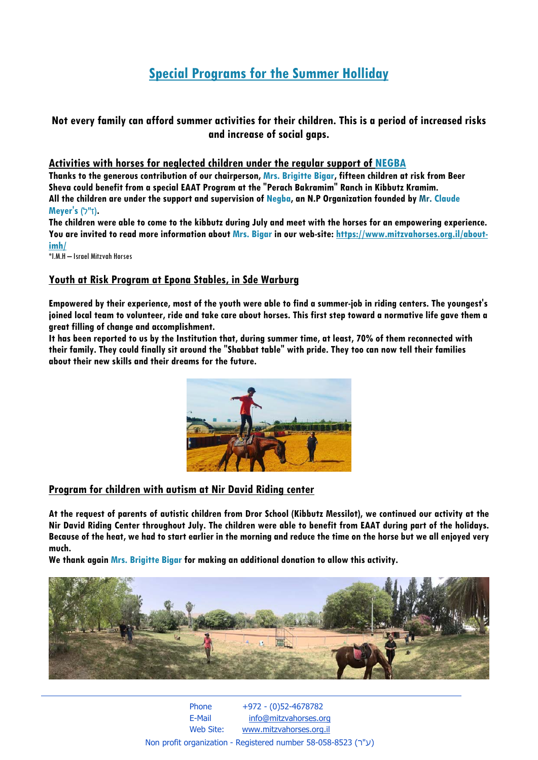# Special Programs for the Summer Holliday

**Not every family can afford summer activities for their children. This is a period of increased risks and increase of social gaps.**

## Activities with horses for neglected children under the regular support of NEGBA

**Thanks to the generous contribution of our chairperson, Mrs. Brigitte Bigar, fifteen children at risk from Beer Sheva could benefit from a special EAAT Program at the "Perach Bakramim" Ranch in Kibbutz Kramim.**
**All the children are under the support and supervision of Negba, an N.P Organization founded by Mr. Claude Meyer's (ז"ל).**
**The children were able to come to the kibbutz during July and meet with the horses for an empowering experience.**
**You are invited to read more information about Mrs. Bigar in our web-site: https://www.mitzvahorses.org.il/about-imh/**

*I.M.H – Israel Mitzvah Horses

## Youth at Risk Program at Epona Stables, in Sde Warburg

**Empowered by their experience, most of the youth were able to find a summer-job in riding centers. The youngest's joined local team to volunteer, ride and take care about horses. This first step toward a normative life gave them a great filling of change and accomplishment.**
**It has been reported to us by the Institution that, during summer time, at least, 70% of them reconnected with their family. They could finally sit around the "Shabbat table" with pride. They too can now tell their families about their new skills and their dreams for the future.**

## Program for children with autism at Nir David Riding center

**At the request of parents of autistic children from Dror School (Kibbutz Messilot), we continued our activity at the Nir David Riding Center throughout July. The children were able to benefit from EAAT during part of the holidays. Because of the heat, we had to start earlier in the morning and reduce the time on the horse but we all enjoyed very much.**
**We thank again Mrs. Brigitte Bigar for making an additional donation to allow this activity.**

Phone +972 - (0)52-4678782
E-Mail info@mitzvahorses.org
Web Site: www.mitzvahorses.org.il
Non profit organization - Registered number 58-058-8523 (ע"ר)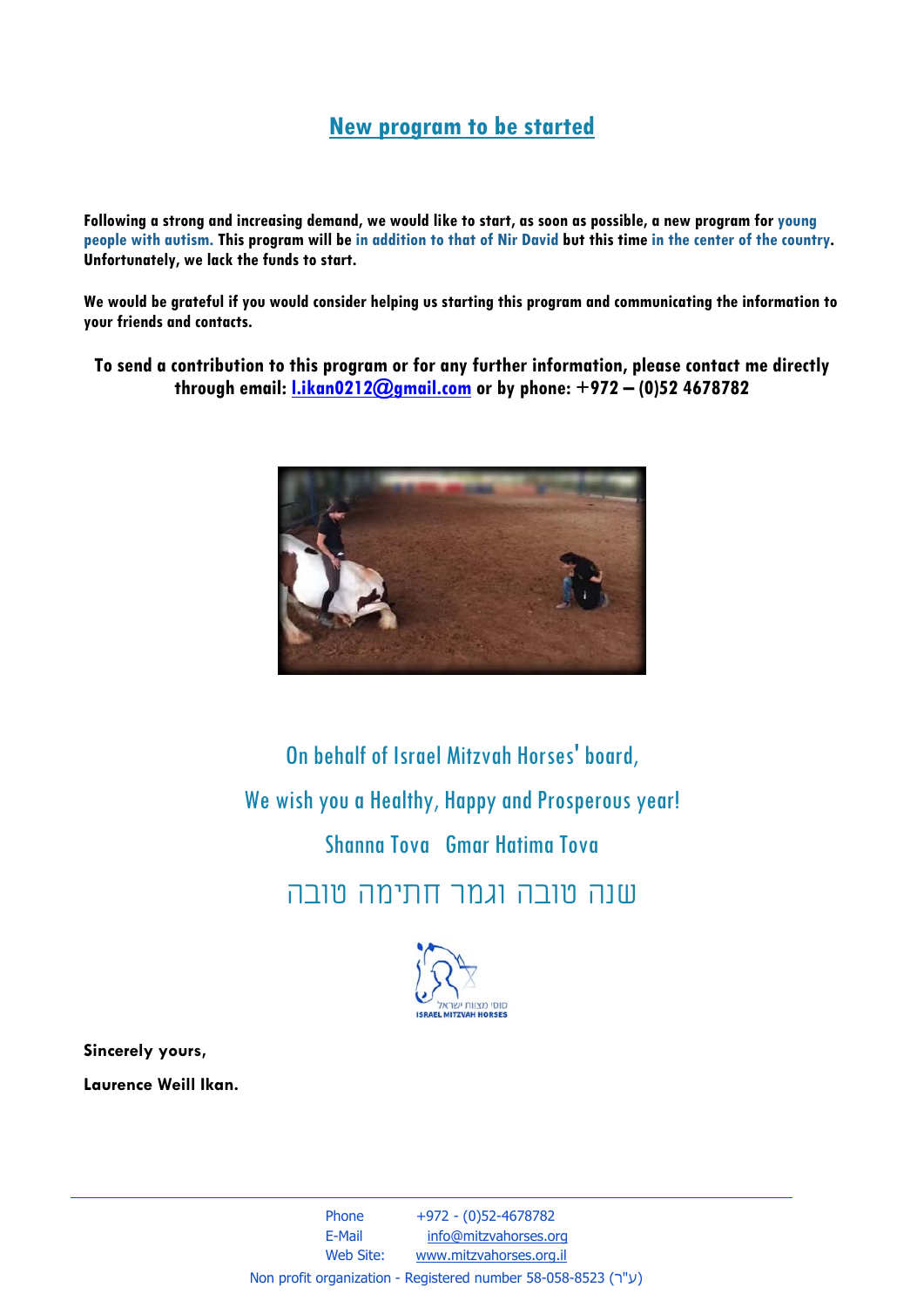## New program to be started

**Following a strong and increasing demand, we would like to start, as soon as possible, a new program for young people with autism. This program will be in addition to that of Nir David but this time in the center of the country. Unfortunately, we lack the funds to start.**

**We would be grateful if you would consider helping us starting this program and communicating the information to your friends and contacts.**

**To send a contribution to this program or for any further information, please contact me directly through email: l.ikan0212@gmail.com or by phone: +972 – (0)52 4678782**

On behalf of Israel Mitzvah Horses' board,

We wish you a Healthy, Happy and Prosperous year!

Shanna Tova Gmar Hatima Tova

שנה טובה וגמר חתימה טובה

**Sincerely yours,**

**Laurence Weill Ikan.**

Phone +972 - (0)52-4678782
E-Mail info@mitzvahorses.org
Web Site: www.mitzvahorses.org.il
Non profit organization - Registered number 58-058-8523 (ע"ר)